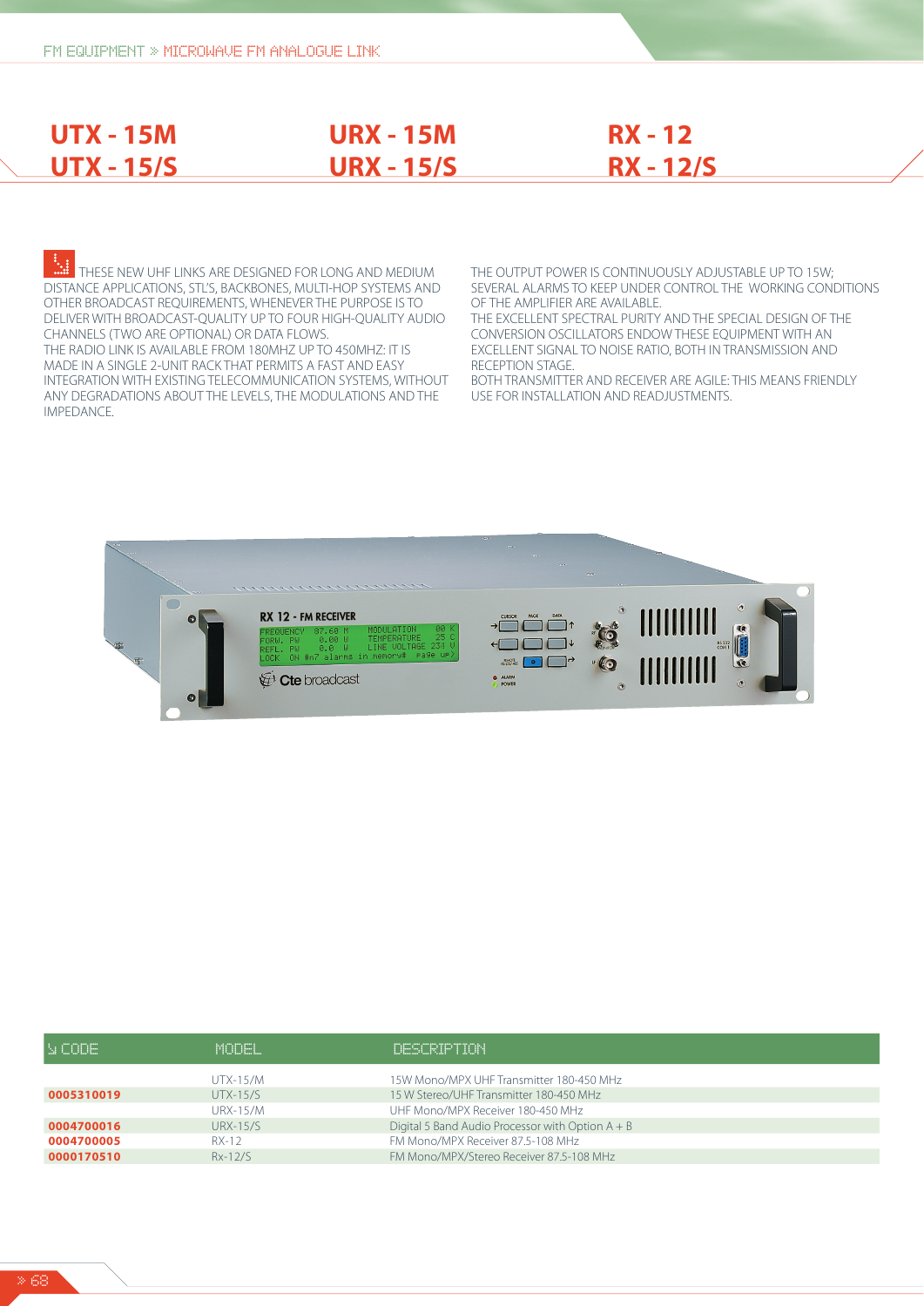FM EQUIPMENT » MICROWAVE FM ANALOGUE LINK

# UTX - 15M UTX - 15/S | URX - 15M URX - 15/S | RX - 12 RX - 12/S

THESE NEW UHF LINKS ARE DESIGNED FOR LONG AND MEDIUM DISTANCE APPLICATIONS, STL'S, BACKBONES, MULTI-HOP SYSTEMS AND OTHER BROADCAST REQUIREMENTS, WHENEVER THE PURPOSE IS TO DELIVER WITH BROADCAST-QUALITY UP TO FOUR HIGH-QUALITY AUDIO CHANNELS (TWO ARE OPTIONAL) OR DATA FLOWS.
THE RADIO LINK IS AVAILABLE FROM 180MHZ UP TO 450MHZ: IT IS MADE IN A SINGLE 2-UNIT RACK THAT PERMITS A FAST AND EASY INTEGRATION WITH EXISTING TELECOMMUNICATION SYSTEMS, WITHOUT ANY DEGRADATIONS ABOUT THE LEVELS, THE MODULATIONS AND THE IMPEDANCE.

THE OUTPUT POWER IS CONTINUOUSLY ADJUSTABLE UP TO 15W; SEVERAL ALARMS TO KEEP UNDER CONTROL THE WORKING CONDITIONS OF THE AMPLIFIER ARE AVAILABLE.
THE EXCELLENT SPECTRAL PURITY AND THE SPECIAL DESIGN OF THE CONVERSION OSCILLATORS ENDOW THESE EQUIPMENT WITH AN EXCELLENT SIGNAL TO NOISE RATIO, BOTH IN TRANSMISSION AND RECEPTION STAGE.
BOTH TRANSMITTER AND RECEIVER ARE AGILE: THIS MEANS FRIENDLY USE FOR INSTALLATION AND READJUSTMENTS.

| CODE | MODEL | DESCRIPTION |
|---|---|---|
| | UTX-15/M | 15W Mono/MPX UHF Transmitter 180-450 MHz |
| **0005310019** | UTX-15/S | 15 W Stereo/UHF Transmitter 180-450 MHz |
| | URX-15/M | UHF Mono/MPX Receiver 180-450 MHz |
| **0004700016** | URX-15/S | Digital 5 Band Audio Processor with Option A + B |
| **0004700005** | RX-12 | FM Mono/MPX Receiver 87.5-108 MHz |
| **0000170510** | Rx-12/S | FM Mono/MPX/Stereo Receiver 87.5-108 MHz |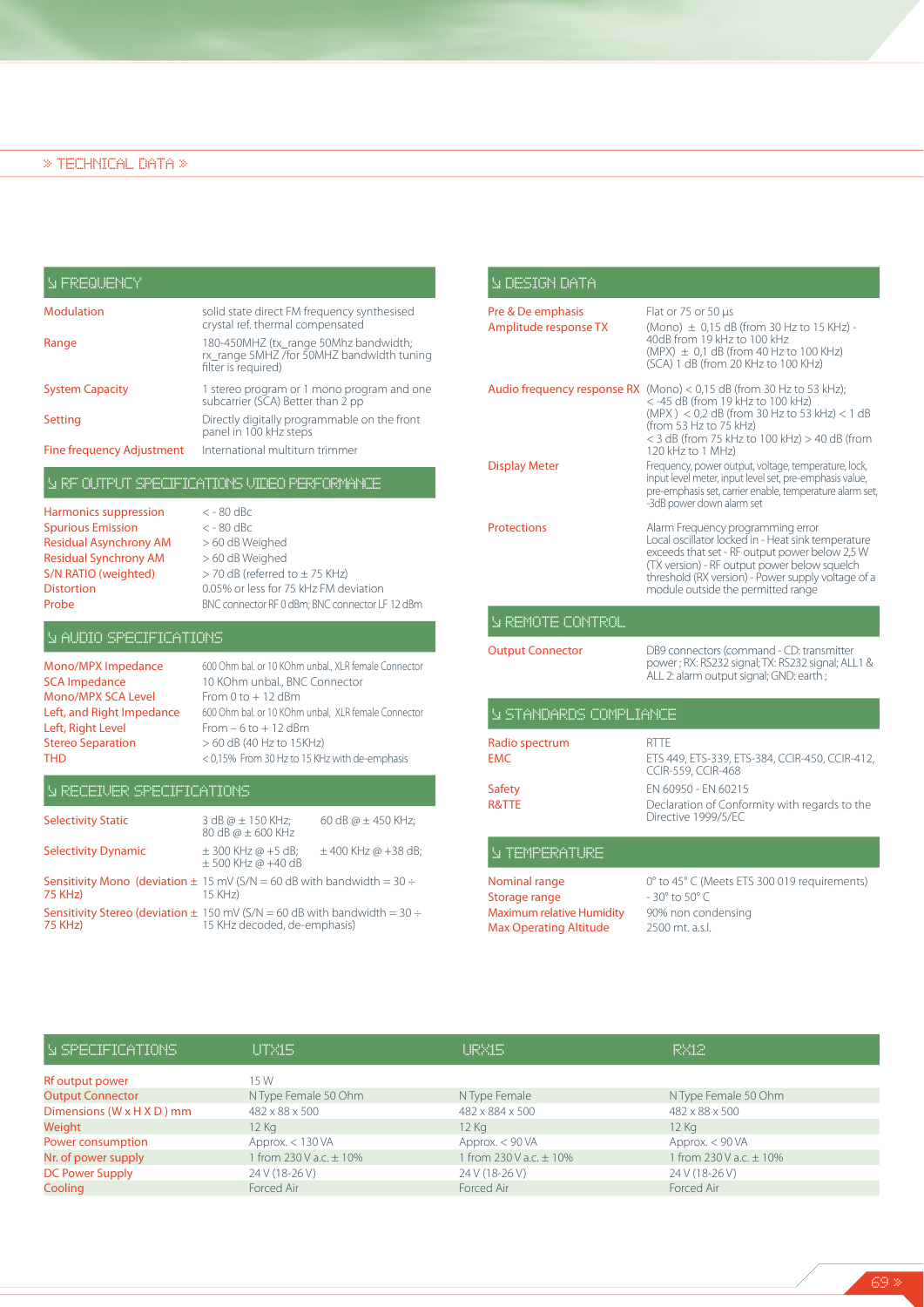# » TECHNICAL DATA »

## FREQUENCY

| | |
|---|---|
| Modulation | solid state direct FM frequency synthesised crystal ref. thermal compensated |
| Range | 180-450MHZ (tx_range 50Mhz bandwidth; rx_range 5MHZ /for 50MHZ bandwidth tuning filter is required) |
| System Capacity | 1 stereo program or 1 mono program and one subcarrier (SCA) Better than 2 pp |
| Setting | Directly digitally programmable on the front panel in 100 kHz steps |
| Fine frequency Adjustment | International multiturn trimmer |

## RF OUTPUT SPECIFICATIONS VIDEO PERFORMANCE

| | |
|---|---|
| Harmonics suppression | < - 80 dBc |
| Spurious Emission | < - 80 dBc |
| Residual Asynchrony AM | > 60 dB Weighed |
| Residual Synchrony AM | > 60 dB Weighed |
| S/N RATIO (weighted) | > 70 dB (referred to ± 75 KHz) |
| Distortion | 0.05% or less for 75 kHz FM deviation |
| Probe | BNC connector RF 0 dBm; BNC connector LF 12 dBm |

## AUDIO SPECIFICATIONS

| | |
|---|---|
| Mono/MPX Impedance | 600 Ohm bal. or 10 KOhm unbal., XLR female Connector |
| SCA Impedance | 10 KOhm unbal., BNC Connector |
| Mono/MPX SCA Level | From 0 to + 12 dBm |
| Left, and Right Impedance | 600 Ohm bal. or 10 KOhm unbal, XLR female Connector |
| Left, Right Level | From – 6 to + 12 dBm |
| Stereo Separation | > 60 dB (40 Hz to 15KHz) |
| THD | < 0,15% From 30 Hz to 15 KHz with de-emphasis |

## RECEIVER SPECIFICATIONS

| | |
|---|---|
| Selectivity Static | 3 dB @ ± 150 KHz; 60 dB @ ± 450 KHz; 80 dB @ ± 600 KHz |
| Selectivity Dynamic | ± 300 KHz @ +5 dB; ± 400 KHz @ +38 dB; ± 500 KHz @ +40 dB |
| Sensitivity Mono (deviation ± 75 KHz) | 15 mV (S/N = 60 dB with bandwidth = 30 ÷ 15 KHz) |
| Sensitivity Stereo (deviation ± 75 KHz) | 150 mV (S/N = 60 dB with bandwidth = 30 ÷ 15 KHz decoded, de-emphasis) |

## DESIGN DATA

| | |
|---|---|
| Pre & De emphasis | Flat or 75 or 50 μs |
| Amplitude response TX | (Mono) ± 0,15 dB (from 30 Hz to 15 KHz) - 40dB from 19 kHz to 100 kHz (MPX) ± 0,1 dB (from 40 Hz to 100 KHz) (SCA) 1 dB (from 20 KHz to 100 KHz) |
| Audio frequency response RX | (Mono) < 0,15 dB (from 30 Hz to 53 kHz); < -45 dB (from 19 kHz to 100 kHz) (MPX) < 0,2 dB (from 30 Hz to 53 kHz) < 1 dB (from 53 Hz to 75 kHz) < 3 dB (from 75 kHz to 100 kHz) > 40 dB (from 120 kHz to 1 MHz) |
| Display Meter | Frequency, power output, voltage, temperature, lock, input level meter, input level set, pre-emphasis value, pre-emphasis set, carrier enable, temperature alarm set, -3dB power down alarm set |
| Protections | Alarm Frequency programming error Local oscillator locked in - Heat sink temperature exceeds that set - RF output power below 2,5 W (TX version) - RF output power below squelch threshold (RX version) - Power supply voltage of a module outside the permitted range |

## REMOTE CONTROL

| | |
|---|---|
| Output Connector | DB9 connectors (command - CD: transmitter power ; RX: RS232 signal; TX: RS232 signal; ALL1 & ALL 2: alarm output signal; GND: earth ; |

## STANDARDS COMPLIANCE

| | |
|---|---|
| Radio spectrum | RTTE |
| EMC | ETS 449, ETS-339, ETS-384, CCIR-450, CCIR-412, CCIR-559, CCIR-468 |
| Safety | EN 60950 - EN 60215 |
| R&TTE | Declaration of Conformity with regards to the Directive 1999/5/EC |

## TEMPERATURE

| | |
|---|---|
| Nominal range | 0° to 45° C (Meets ETS 300 019 requirements) |
| Storage range | - 30° to 50° C |
| Maximum relative Humidity | 90% non condensing |
| Max Operating Altitude | 2500 mt. a.s.l. |

## SPECIFICATIONS

| SPECIFICATIONS | UTX15 | URX15 | RX12 |
|---|---|---|---|
| Rf output power | 15 W | | |
| Output Connector | N Type Female 50 Ohm | N Type Female | N Type Female 50 Ohm |
| Dimensions (W x H X D ) mm | 482 x 88 x 500 | 482 x 884 x 500 | 482 x 88 x 500 |
| Weight | 12 Kg | 12 Kg | 12 Kg |
| Power consumption | Approx. < 130 VA | Approx. < 90 VA | Approx. < 90 VA |
| Nr. of power supply | 1 from 230 V a.c. ± 10% | 1 from 230 V a.c. ± 10% | 1 from 230 V a.c. ± 10% |
| DC Power Supply | 24 V (18-26 V) | 24 V (18-26 V) | 24 V (18-26 V) |
| Cooling | Forced Air | Forced Air | Forced Air |